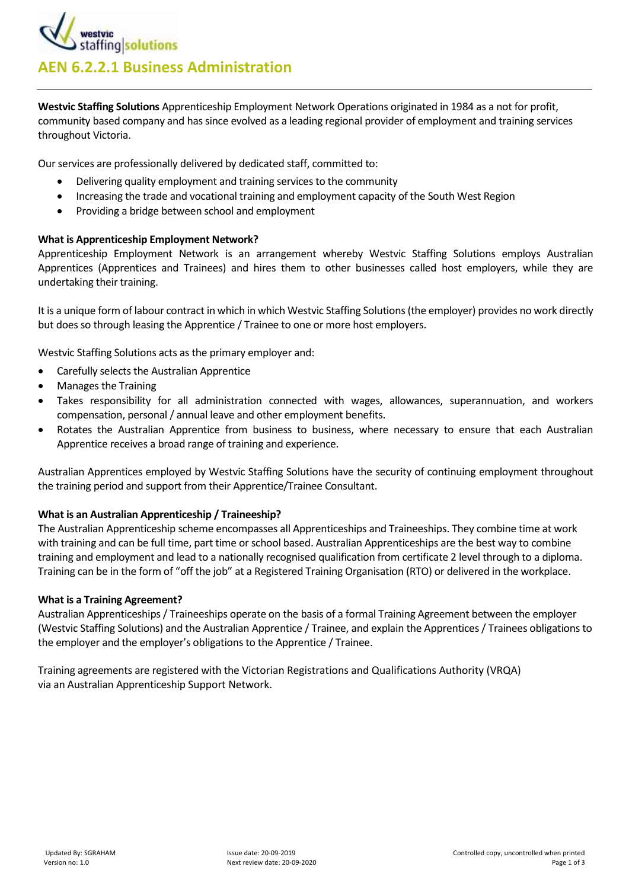# AEN 6.2.2.1 Business Administration

**Westvic Staffing Solutions** Apprenticeship Employment Network Operations originated in 1984 as a not for profit, community based company and has since evolved as a leading regional provider of employment and training services throughout Victoria.

Our services are professionally delivered by dedicated staff, committed to:

- Delivering quality employment and training services to the community
- Increasing the trade and vocational training and employment capacity of the South West Region
- Providing a bridge between school and employment

**What is Apprenticeship Employment Network?**

Apprenticeship Employment Network is an arrangement whereby Westvic Staffing Solutions employs Australian Apprentices (Apprentices and Trainees) and hires them to other businesses called host employers, while they are undertaking their training.

It is a unique form of labour contract in which in which Westvic Staffing Solutions (the employer) provides no work directly but does so through leasing the Apprentice / Trainee to one or more host employers.

Westvic Staffing Solutions acts as the primary employer and:

- Carefully selects the Australian Apprentice
- Manages the Training
- Takes responsibility for all administration connected with wages, allowances, superannuation, and workers compensation, personal / annual leave and other employment benefits.
- Rotates the Australian Apprentice from business to business, where necessary to ensure that each Australian Apprentice receives a broad range of training and experience.

Australian Apprentices employed by Westvic Staffing Solutions have the security of continuing employment throughout the training period and support from their Apprentice/Trainee Consultant.

**What is an Australian Apprenticeship / Traineeship?**

The Australian Apprenticeship scheme encompasses all Apprenticeships and Traineeships. They combine time at work with training and can be full time, part time or school based. Australian Apprenticeships are the best way to combine training and employment and lead to a nationally recognised qualification from certificate 2 level through to a diploma. Training can be in the form of "off the job" at a Registered Training Organisation (RTO) or delivered in the workplace.

**What is a Training Agreement?**

Australian Apprenticeships / Traineeships operate on the basis of a formal Training Agreement between the employer (Westvic Staffing Solutions) and the Australian Apprentice / Trainee, and explain the Apprentices / Trainees obligations to the employer and the employer's obligations to the Apprentice / Trainee.

Training agreements are registered with the Victorian Registrations and Qualifications Authority (VRQA) via an Australian Apprenticeship Support Network.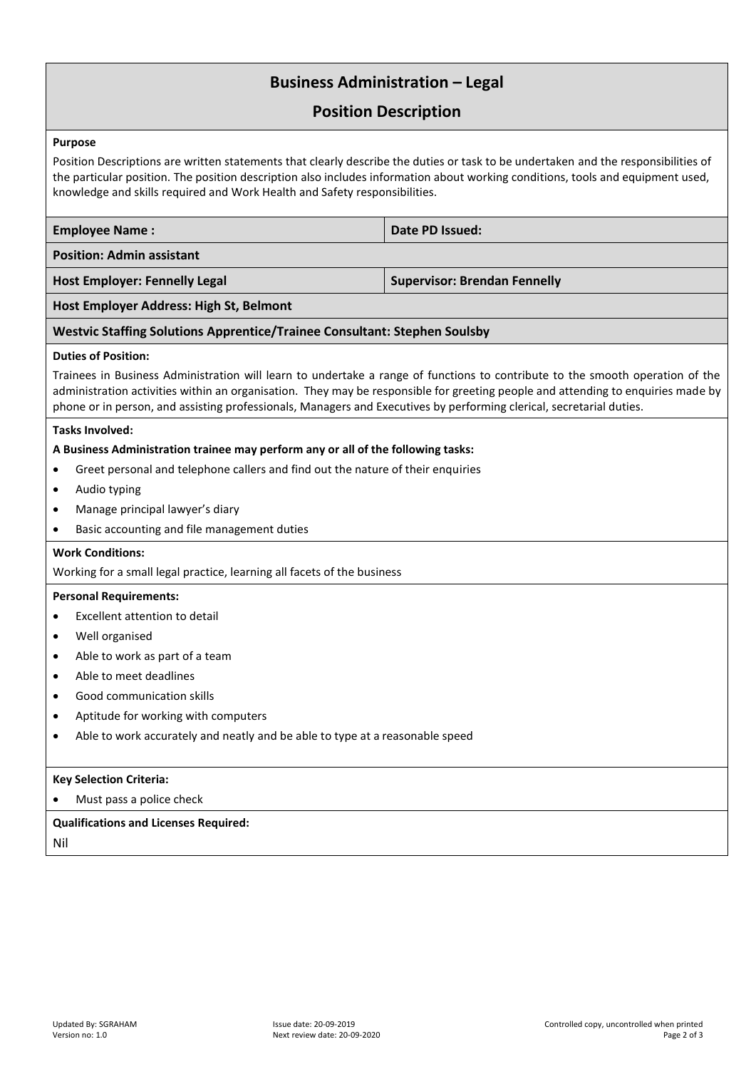# Business Administration – Legal

## Position Description

**Purpose**

Position Descriptions are written statements that clearly describe the duties or task to be undertaken and the responsibilities of the particular position. The position description also includes information about working conditions, tools and equipment used, knowledge and skills required and Work Health and Safety responsibilities.

| | |
|---|---|
| **Employee Name :** | **Date PD Issued:** |
| **Position: Admin assistant** | |
| **Host Employer: Fennelly Legal** | **Supervisor: Brendan Fennelly** |
| **Host Employer Address: High St, Belmont** | |
| **Westvic Staffing Solutions Apprentice/Trainee Consultant: Stephen Soulsby** | |

**Duties of Position:**

Trainees in Business Administration will learn to undertake a range of functions to contribute to the smooth operation of the administration activities within an organisation. They may be responsible for greeting people and attending to enquiries made by phone or in person, and assisting professionals, Managers and Executives by performing clerical, secretarial duties.

**Tasks Involved:**

**A Business Administration trainee may perform any or all of the following tasks:**

- Greet personal and telephone callers and find out the nature of their enquiries
- Audio typing
- Manage principal lawyer's diary
- Basic accounting and file management duties

**Work Conditions:**

Working for a small legal practice, learning all facets of the business

**Personal Requirements:**

- Excellent attention to detail
- Well organised
- Able to work as part of a team
- Able to meet deadlines
- Good communication skills
- Aptitude for working with computers
- Able to work accurately and neatly and be able to type at a reasonable speed

**Key Selection Criteria:**

- Must pass a police check

**Qualifications and Licenses Required:**

Nil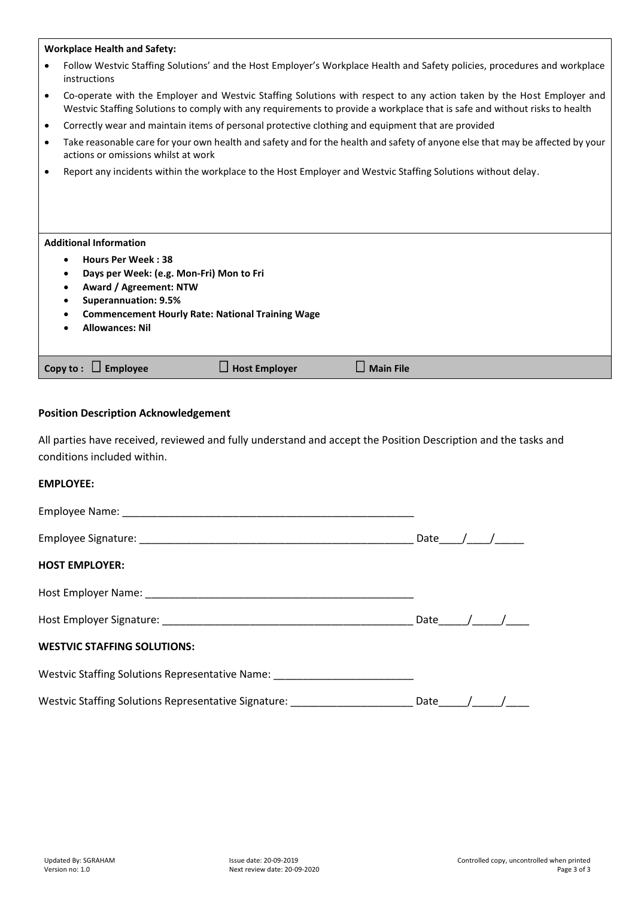**Workplace Health and Safety:**

- Follow Westvic Staffing Solutions' and the Host Employer's Workplace Health and Safety policies, procedures and workplace instructions
- Co-operate with the Employer and Westvic Staffing Solutions with respect to any action taken by the Host Employer and Westvic Staffing Solutions to comply with any requirements to provide a workplace that is safe and without risks to health
- Correctly wear and maintain items of personal protective clothing and equipment that are provided
- Take reasonable care for your own health and safety and for the health and safety of anyone else that may be affected by your actions or omissions whilst at work
- Report any incidents within the workplace to the Host Employer and Westvic Staffing Solutions without delay.

**Additional Information**

- **Hours Per Week : 38**
- **Days per Week: (e.g. Mon-Fri) Mon to Fri**
- **Award / Agreement: NTW**
- **Superannuation: 9.5%**
- **Commencement Hourly Rate: National Training Wage**
- **Allowances: Nil**

**Copy to :** ☐ **Employee** ☐ **Host Employer** ☐ **Main File**

**Position Description Acknowledgement**

All parties have received, reviewed and fully understand and accept the Position Description and the tasks and conditions included within.

**EMPLOYEE:**

Employee Name: ____________________________________________________

Employee Signature: _________________________________________________ Date____/____/_____

**HOST EMPLOYER:**

Host Employer Name: _________________________________________________

Host Employer Signature: _____________________________________________ Date_____/_____/____

**WESTVIC STAFFING SOLUTIONS:**

Westvic Staffing Solutions Representative Name: ________________________

Westvic Staffing Solutions Representative Signature: _____________________ Date_____/_____/____

Updated By: SGRAHAM
Version no: 1.0

Issue date: 20-09-2019
Next review date: 20-09-2020

Controlled copy, uncontrolled when printed